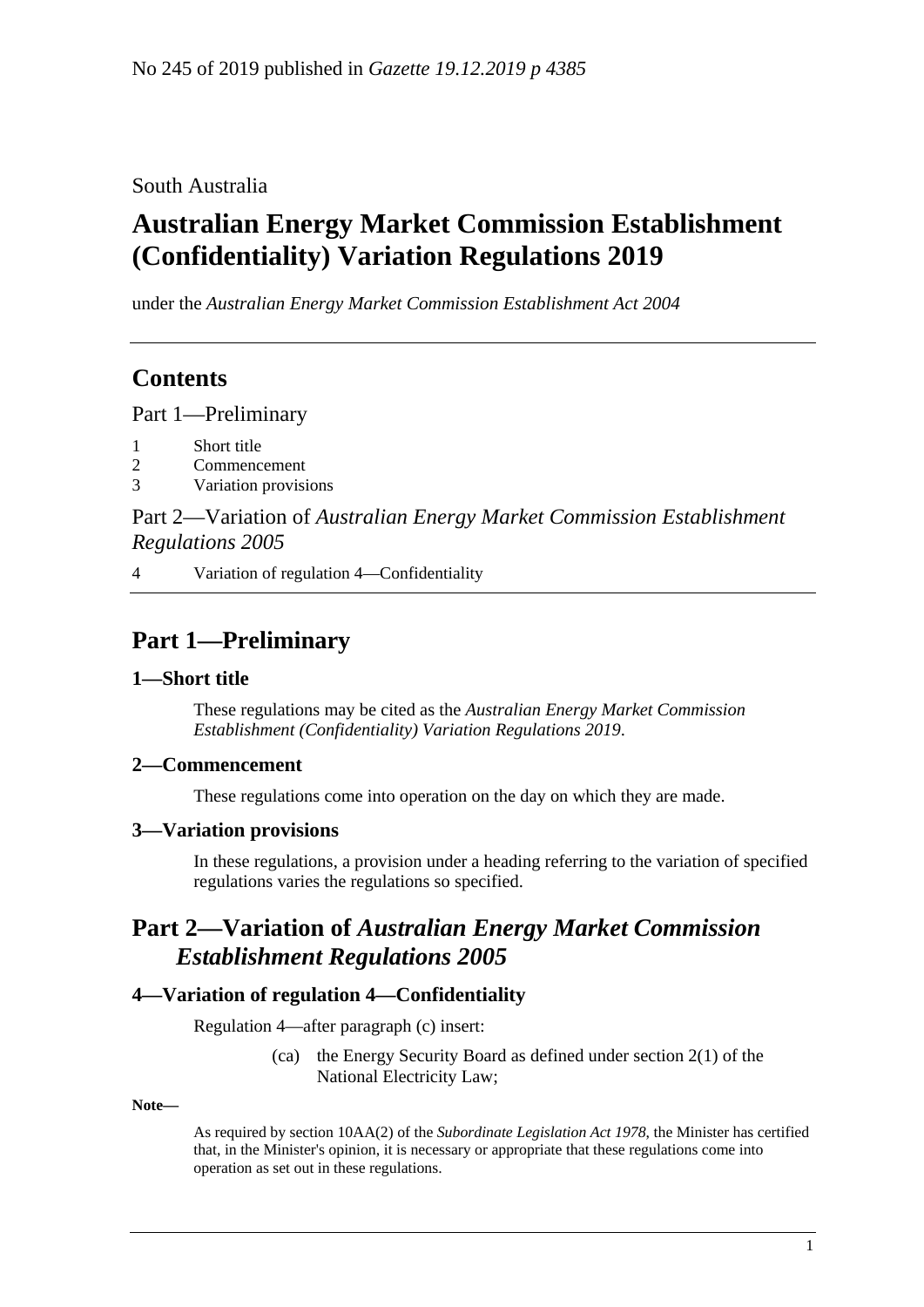No 245 of 2019 published in *Gazette 19.12.2019 p 4385*

South Australia

# Australian Energy Market Commission Establishment (Confidentiality) Variation Regulations 2019

under the *Australian Energy Market Commission Establishment Act 2004*

## Contents

Part 1—Preliminary

1 Short title
2 Commencement
3 Variation provisions

Part 2—Variation of *Australian Energy Market Commission Establishment Regulations 2005*

4 Variation of regulation 4—Confidentiality

## Part 1—Preliminary

### 1—Short title

These regulations may be cited as the *Australian Energy Market Commission Establishment (Confidentiality) Variation Regulations 2019*.

### 2—Commencement

These regulations come into operation on the day on which they are made.

### 3—Variation provisions

In these regulations, a provision under a heading referring to the variation of specified regulations varies the regulations so specified.

## Part 2—Variation of *Australian Energy Market Commission Establishment Regulations 2005*

### 4—Variation of regulation 4—Confidentiality

Regulation 4—after paragraph (c) insert:

(ca) the Energy Security Board as defined under section 2(1) of the National Electricity Law;

**Note—**

As required by section 10AA(2) of the *Subordinate Legislation Act 1978*, the Minister has certified that, in the Minister's opinion, it is necessary or appropriate that these regulations come into operation as set out in these regulations.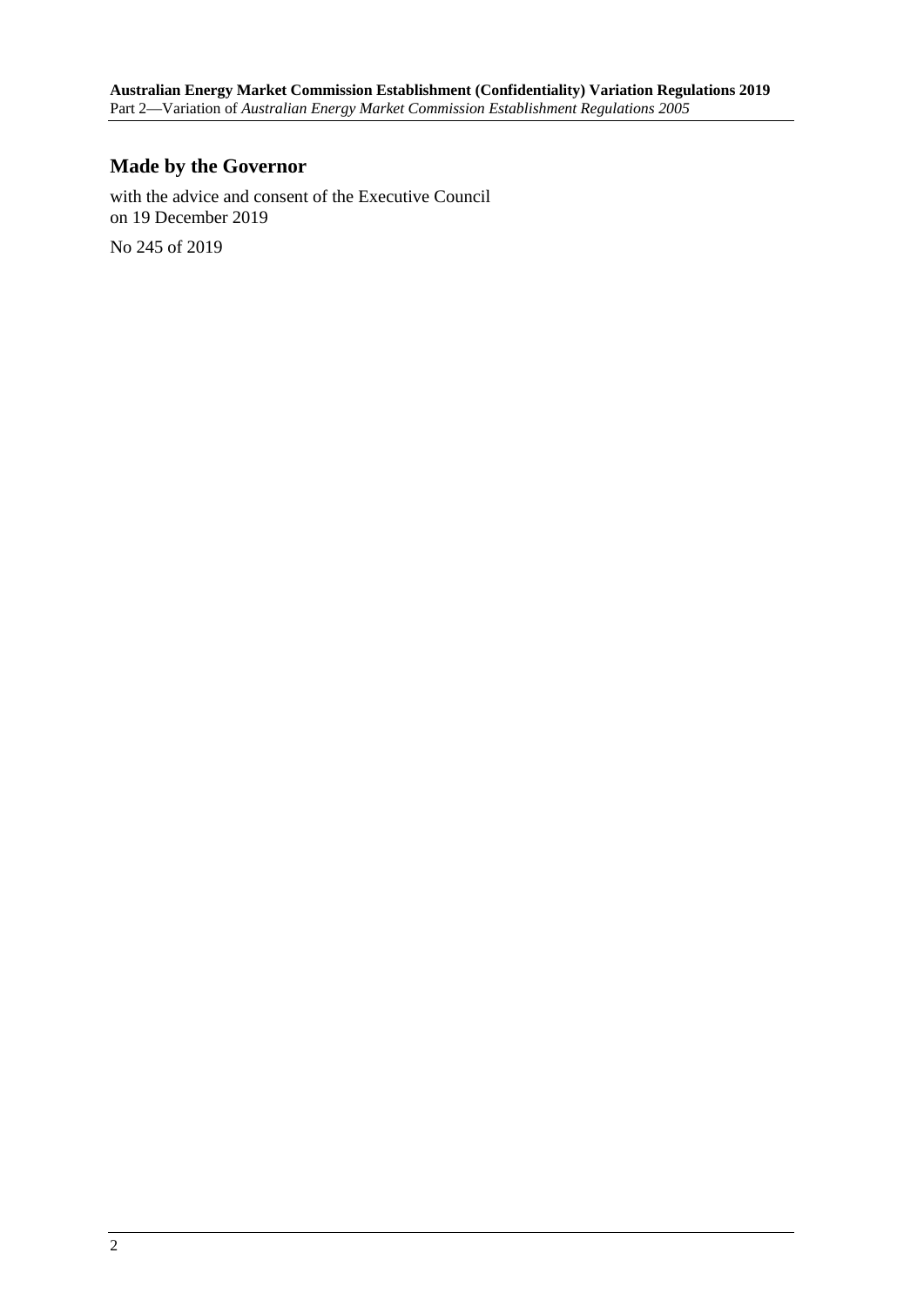## Made by the Governor

with the advice and consent of the Executive Council
on 19 December 2019

No 245 of 2019